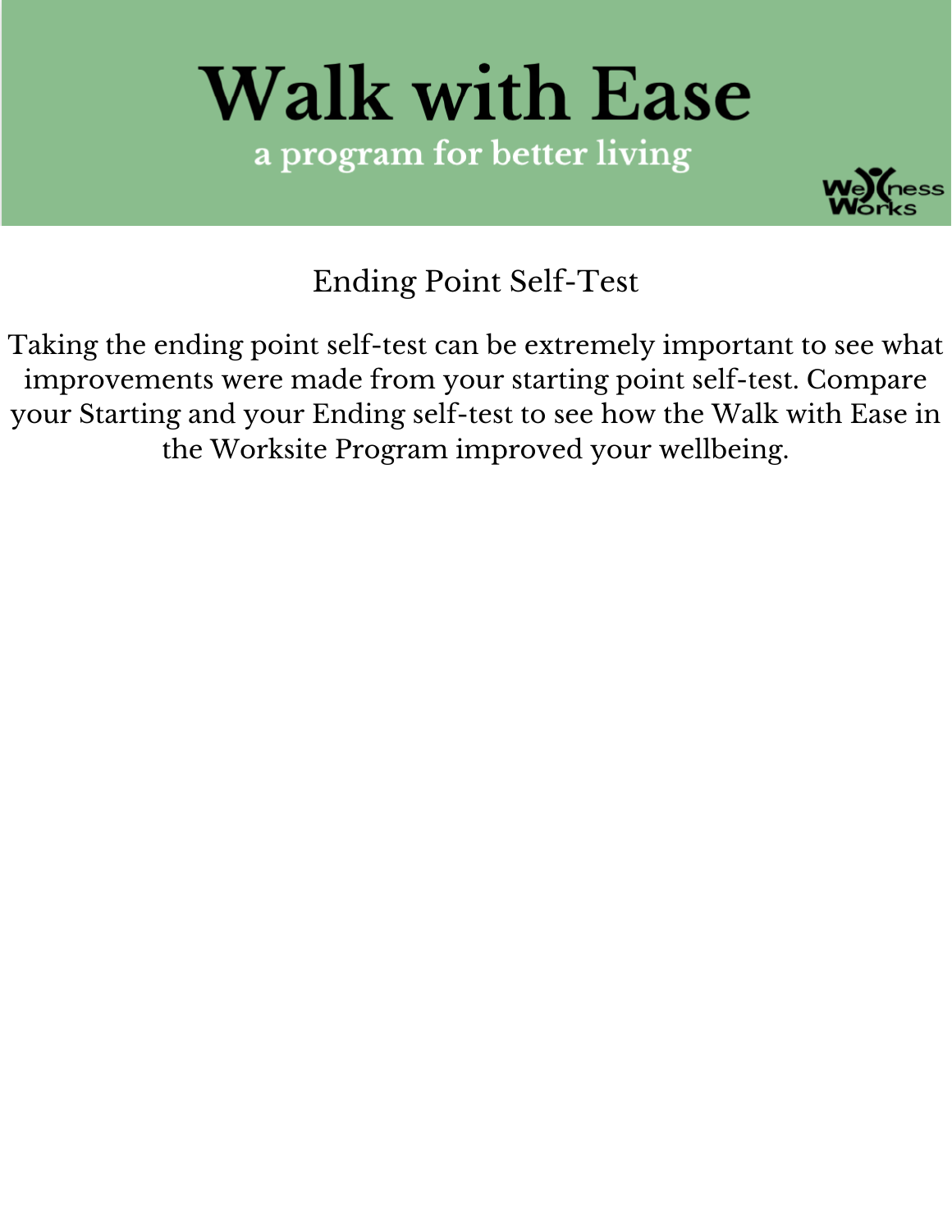# Walk with Ease

a program for better living

Wellness Works

## Ending Point Self-Test

Taking the ending point self-test can be extremely important to see what improvements were made from your starting point self-test. Compare your Starting and your Ending self-test to see how the Walk with Ease in the Worksite Program improved your wellbeing.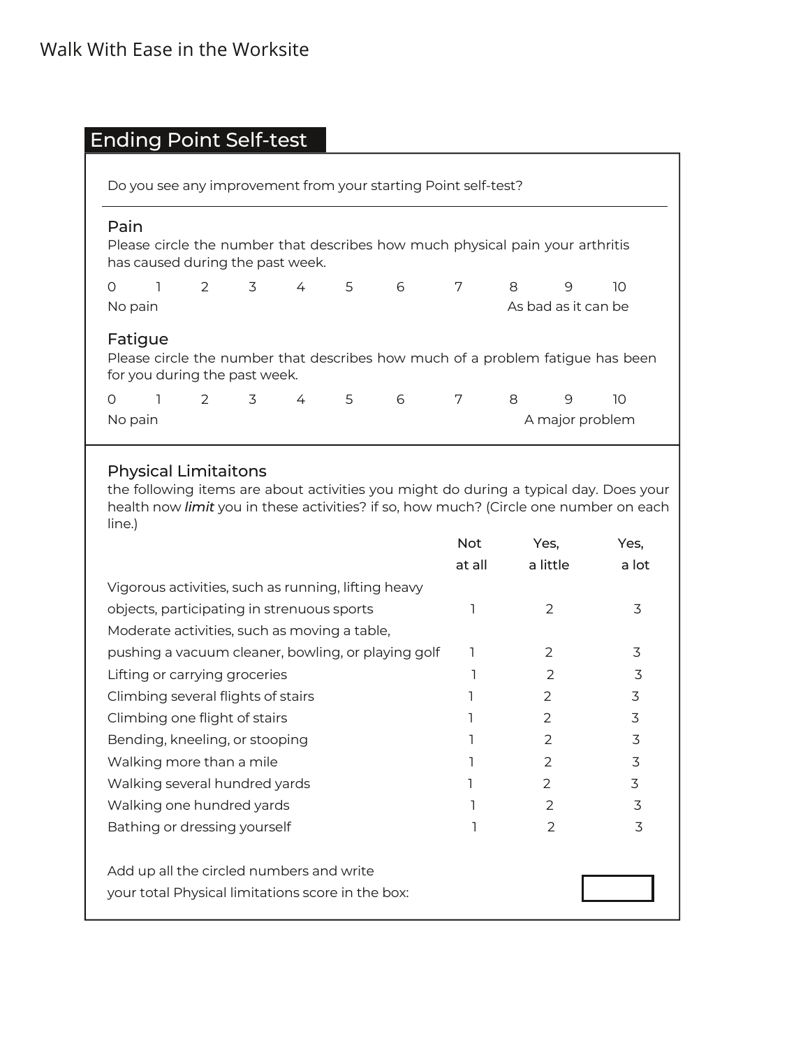## Ending Point Self-test

Do you see any improvement from your starting Point self-test?

### Pain

Please circle the number that describes how much physical pain your arthritis has caused during the past week.

0 1 2 3 4 5 6 7 8 9 10

No pain — As bad as it can be

### Fatigue

Please circle the number that describes how much of a problem fatigue has been for you during the past week.

0 1 2 3 4 5 6 7 8 9 10

No pain — A major problem

### Physical Limitaitons

the following items are about activities you might do during a typical day. Does your health now *limit* you in these activities? if so, how much? (Circle one number on each line.)

| | Not at all | Yes, a little | Yes, a lot |
|---|---|---|---|
| Vigorous activities, such as running, lifting heavy objects, participating in strenuous sports | 1 | 2 | 3 |
| Moderate activities, such as moving a table, pushing a vacuum cleaner, bowling, or playing golf | 1 | 2 | 3 |
| Lifting or carrying groceries | 1 | 2 | 3 |
| Climbing several flights of stairs | 1 | 2 | 3 |
| Climbing one flight of stairs | 1 | 2 | 3 |
| Bending, kneeling, or stooping | 1 | 2 | 3 |
| Walking more than a mile | 1 | 2 | 3 |
| Walking several hundred yards | 1 | 2 | 3 |
| Walking one hundred yards | 1 | 2 | 3 |
| Bathing or dressing yourself | 1 | 2 | 3 |

Add up all the circled numbers and write your total Physical limitations score in the box: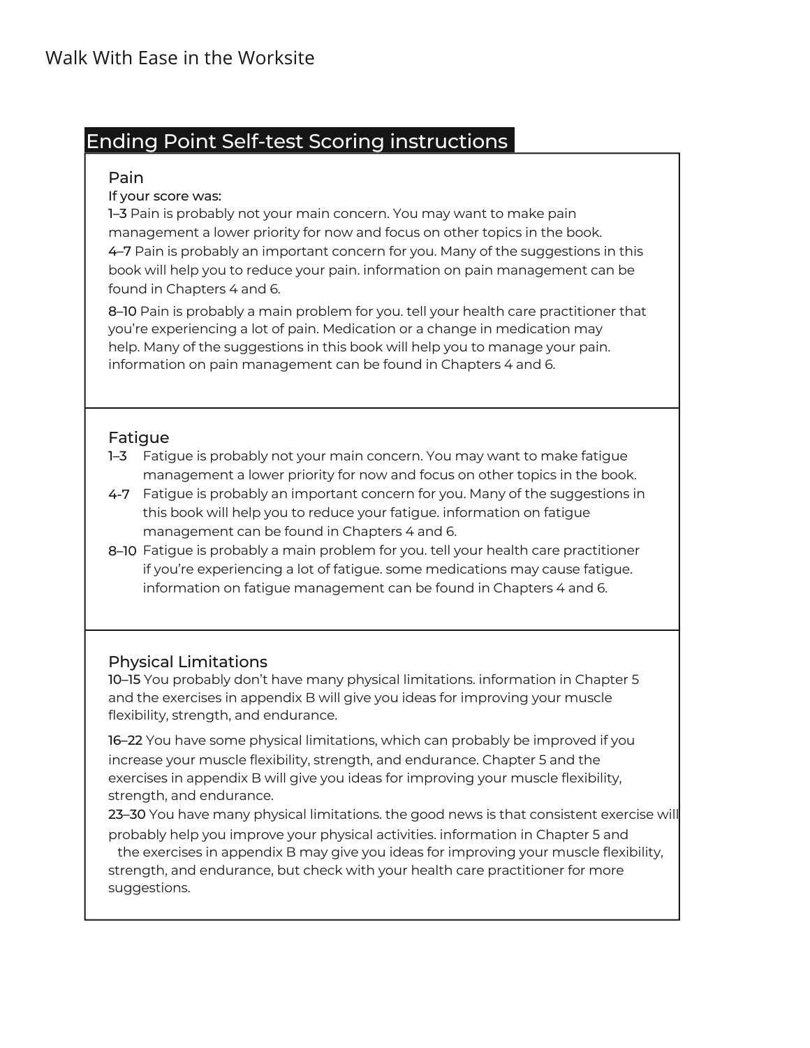## Ending Point Self-test Scoring instructions

### Pain

**If your score was:**

**1–3** Pain is probably not your main concern. You may want to make pain management a lower priority for now and focus on other topics in the book.

**4–7** Pain is probably an important concern for you. Many of the suggestions in this book will help you to reduce your pain. information on pain management can be found in Chapters 4 and 6.

**8–10** Pain is probably a main problem for you. tell your health care practitioner that you're experiencing a lot of pain. Medication or a change in medication may help. Many of the suggestions in this book will help you to manage your pain. information on pain management can be found in Chapters 4 and 6.

### Fatigue

**1–3** Fatigue is probably not your main concern. You may want to make fatigue management a lower priority for now and focus on other topics in the book.

**4-7** Fatigue is probably an important concern for you. Many of the suggestions in this book will help you to reduce your fatigue. information on fatigue management can be found in Chapters 4 and 6.

**8–10** Fatigue is probably a main problem for you. tell your health care practitioner if you're experiencing a lot of fatigue. some medications may cause fatigue. information on fatigue management can be found in Chapters 4 and 6.

### Physical Limitations

**10–15** You probably don't have many physical limitations. information in Chapter 5 and the exercises in appendix B will give you ideas for improving your muscle flexibility, strength, and endurance.

**16–22** You have some physical limitations, which can probably be improved if you increase your muscle flexibility, strength, and endurance. Chapter 5 and the exercises in appendix B will give you ideas for improving your muscle flexibility, strength, and endurance.

**23–30** You have many physical limitations. the good news is that consistent exercise will probably help you improve your physical activities. information in Chapter 5 and the exercises in appendix B may give you ideas for improving your muscle flexibility, strength, and endurance, but check with your health care practitioner for more suggestions.